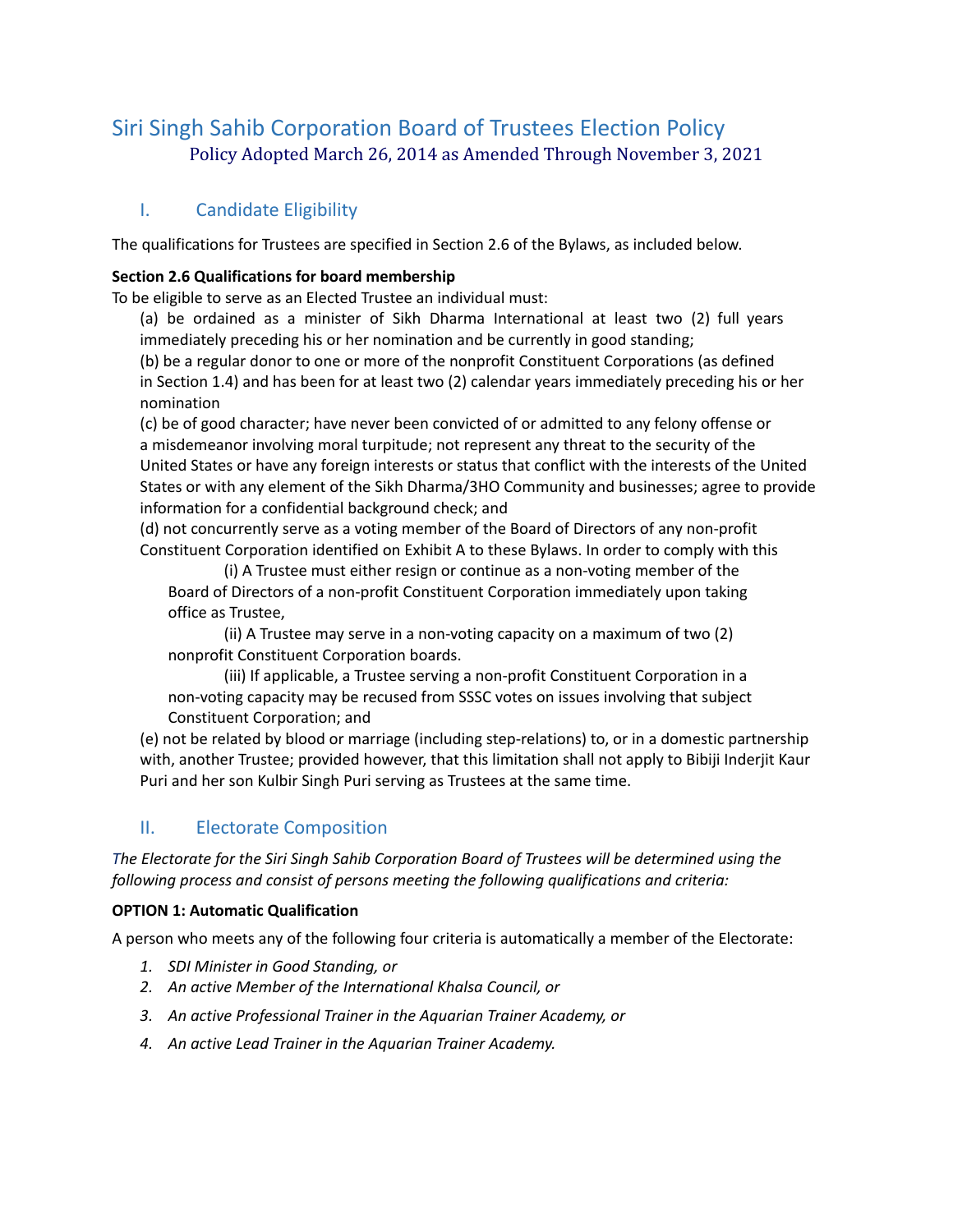# Siri Singh Sahib Corporation Board of Trustees Election Policy

Policy Adopted March 26, 2014 as Amended Through November 3, 2021

## I. Candidate Eligibility

The qualifications for Trustees are specified in Section 2.6 of the Bylaws, as included below.

**Section 2.6 Qualifications for board membership**

To be eligible to serve as an Elected Trustee an individual must:

(a) be ordained as a minister of Sikh Dharma International at least two (2) full years immediately preceding his or her nomination and be currently in good standing;

(b) be a regular donor to one or more of the nonprofit Constituent Corporations (as defined in Section 1.4) and has been for at least two (2) calendar years immediately preceding his or her nomination

(c) be of good character; have never been convicted of or admitted to any felony offense or a misdemeanor involving moral turpitude; not represent any threat to the security of the United States or have any foreign interests or status that conflict with the interests of the United States or with any element of the Sikh Dharma/3HO Community and businesses; agree to provide information for a confidential background check; and

(d) not concurrently serve as a voting member of the Board of Directors of any non-profit Constituent Corporation identified on Exhibit A to these Bylaws. In order to comply with this

(i) A Trustee must either resign or continue as a non-voting member of the Board of Directors of a non-profit Constituent Corporation immediately upon taking office as Trustee,

(ii) A Trustee may serve in a non-voting capacity on a maximum of two (2) nonprofit Constituent Corporation boards.

(iii) If applicable, a Trustee serving a non-profit Constituent Corporation in a non-voting capacity may be recused from SSSC votes on issues involving that subject Constituent Corporation; and

(e) not be related by blood or marriage (including step-relations) to, or in a domestic partnership with, another Trustee; provided however, that this limitation shall not apply to Bibiji Inderjit Kaur Puri and her son Kulbir Singh Puri serving as Trustees at the same time.

## II. Electorate Composition

*The Electorate for the Siri Singh Sahib Corporation Board of Trustees will be determined using the following process and consist of persons meeting the following qualifications and criteria:*

**OPTION 1: Automatic Qualification**

A person who meets any of the following four criteria is automatically a member of the Electorate:

1. *SDI Minister in Good Standing, or*
2. *An active Member of the International Khalsa Council, or*
3. *An active Professional Trainer in the Aquarian Trainer Academy, or*
4. *An active Lead Trainer in the Aquarian Trainer Academy.*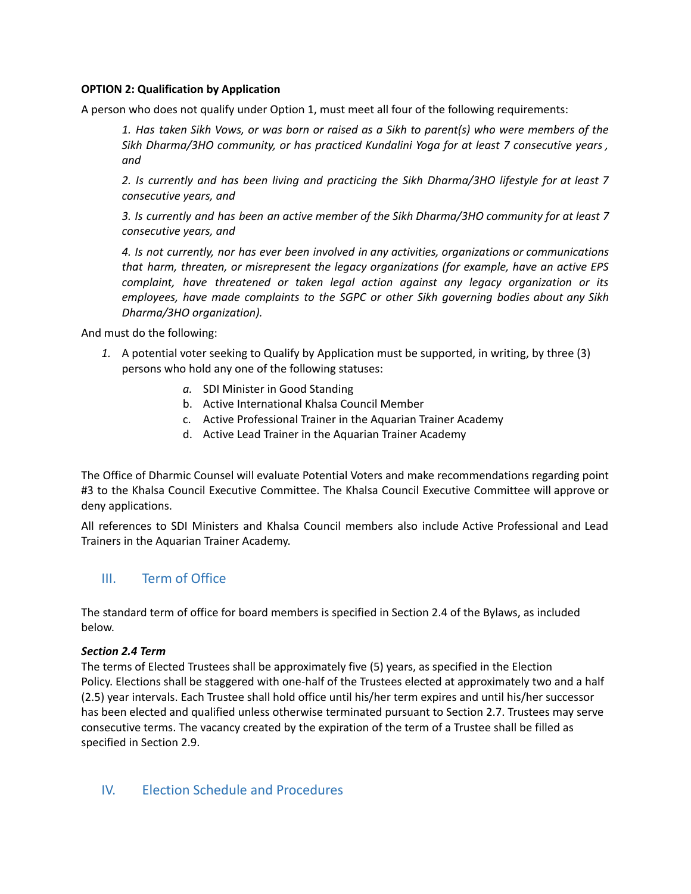**OPTION 2: Qualification by Application**

A person who does not qualify under Option 1, must meet all four of the following requirements:

> *1. Has taken Sikh Vows, or was born or raised as a Sikh to parent(s) who were members of the Sikh Dharma/3HO community, or has practiced Kundalini Yoga for at least 7 consecutive years , and*
>
> *2. Is currently and has been living and practicing the Sikh Dharma/3HO lifestyle for at least 7 consecutive years, and*
>
> *3. Is currently and has been an active member of the Sikh Dharma/3HO community for at least 7 consecutive years, and*
>
> *4. Is not currently, nor has ever been involved in any activities, organizations or communications that harm, threaten, or misrepresent the legacy organizations (for example, have an active EPS complaint, have threatened or taken legal action against any legacy organization or its employees, have made complaints to the SGPC or other Sikh governing bodies about any Sikh Dharma/3HO organization).*

And must do the following:

1. A potential voter seeking to Qualify by Application must be supported, in writing, by three (3) persons who hold any one of the following statuses:
    a. SDI Minister in Good Standing
    b. Active International Khalsa Council Member
    c. Active Professional Trainer in the Aquarian Trainer Academy
    d. Active Lead Trainer in the Aquarian Trainer Academy

The Office of Dharmic Counsel will evaluate Potential Voters and make recommendations regarding point #3 to the Khalsa Council Executive Committee. The Khalsa Council Executive Committee will approve or deny applications.

All references to SDI Ministers and Khalsa Council members also include Active Professional and Lead Trainers in the Aquarian Trainer Academy.

## III. Term of Office

The standard term of office for board members is specified in Section 2.4 of the Bylaws, as included below.

***Section 2.4 Term***

The terms of Elected Trustees shall be approximately five (5) years, as specified in the Election Policy. Elections shall be staggered with one-half of the Trustees elected at approximately two and a half (2.5) year intervals. Each Trustee shall hold office until his/her term expires and until his/her successor has been elected and qualified unless otherwise terminated pursuant to Section 2.7. Trustees may serve consecutive terms. The vacancy created by the expiration of the term of a Trustee shall be filled as specified in Section 2.9.

## IV. Election Schedule and Procedures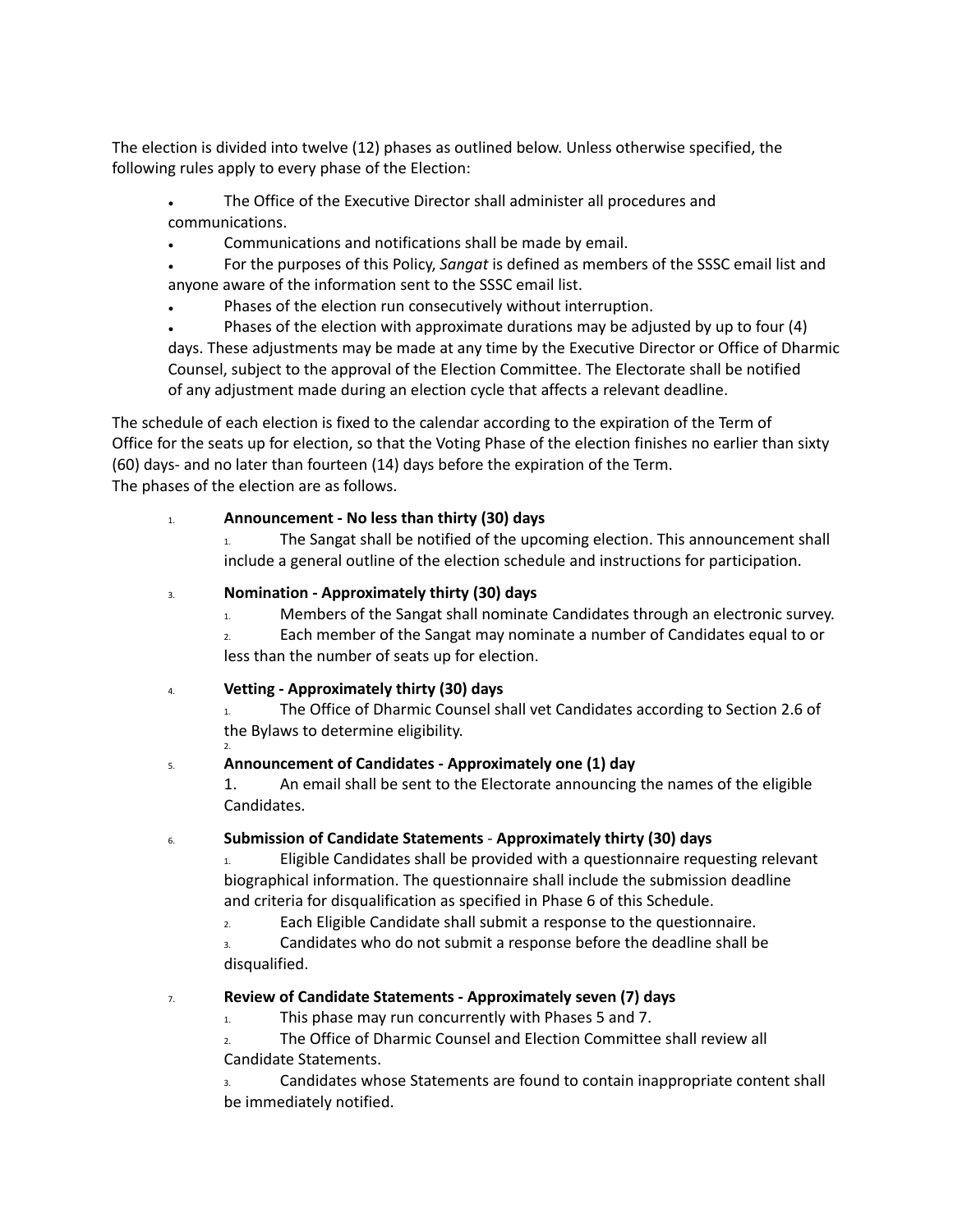The election is divided into twelve (12) phases as outlined below. Unless otherwise specified, the following rules apply to every phase of the Election:

- The Office of the Executive Director shall administer all procedures and communications.
- Communications and notifications shall be made by email.
- For the purposes of this Policy, *Sangat* is defined as members of the SSSC email list and anyone aware of the information sent to the SSSC email list.
- Phases of the election run consecutively without interruption.
- Phases of the election with approximate durations may be adjusted by up to four (4) days. These adjustments may be made at any time by the Executive Director or Office of Dharmic Counsel, subject to the approval of the Election Committee. The Electorate shall be notified of any adjustment made during an election cycle that affects a relevant deadline.

The schedule of each election is fixed to the calendar according to the expiration of the Term of Office for the seats up for election, so that the Voting Phase of the election finishes no earlier than sixty (60) days- and no later than fourteen (14) days before the expiration of the Term.
The phases of the election are as follows.

1. **Announcement - No less than thirty (30) days**
   1. The Sangat shall be notified of the upcoming election. This announcement shall include a general outline of the election schedule and instructions for participation.

3. **Nomination - Approximately thirty (30) days**
   1. Members of the Sangat shall nominate Candidates through an electronic survey.
   2. Each member of the Sangat may nominate a number of Candidates equal to or less than the number of seats up for election.

4. **Vetting - Approximately thirty (30) days**
   1. The Office of Dharmic Counsel shall vet Candidates according to Section 2.6 of the Bylaws to determine eligibility.
   2.

5. **Announcement of Candidates - Approximately one (1) day**
   1. An email shall be sent to the Electorate announcing the names of the eligible Candidates.

6. **Submission of Candidate Statements - Approximately thirty (30) days**
   1. Eligible Candidates shall be provided with a questionnaire requesting relevant biographical information. The questionnaire shall include the submission deadline and criteria for disqualification as specified in Phase 6 of this Schedule.
   2. Each Eligible Candidate shall submit a response to the questionnaire.
   3. Candidates who do not submit a response before the deadline shall be disqualified.

7. **Review of Candidate Statements - Approximately seven (7) days**
   1. This phase may run concurrently with Phases 5 and 7.
   2. The Office of Dharmic Counsel and Election Committee shall review all Candidate Statements.
   3. Candidates whose Statements are found to contain inappropriate content shall be immediately notified.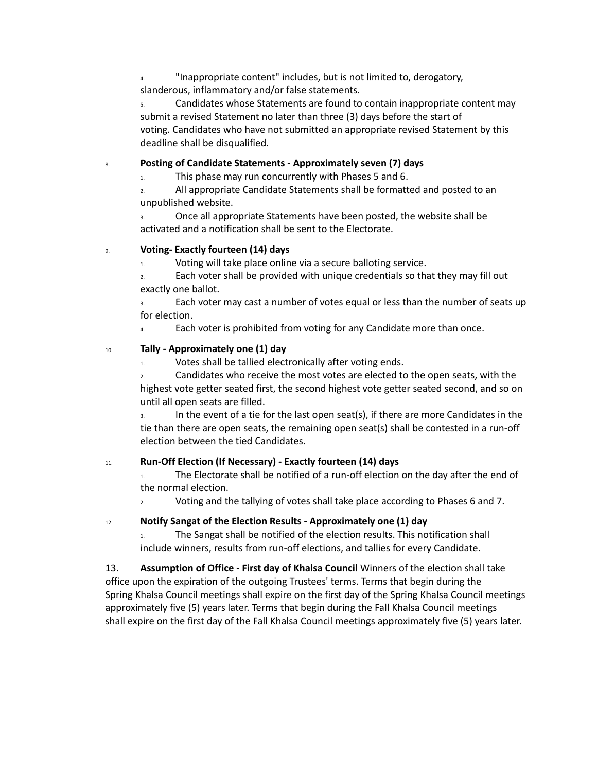4. "Inappropriate content" includes, but is not limited to, derogatory, slanderous, inflammatory and/or false statements.

5. Candidates whose Statements are found to contain inappropriate content may submit a revised Statement no later than three (3) days before the start of voting. Candidates who have not submitted an appropriate revised Statement by this deadline shall be disqualified.

8. **Posting of Candidate Statements - Approximately seven (7) days**

   1. This phase may run concurrently with Phases 5 and 6.
   2. All appropriate Candidate Statements shall be formatted and posted to an unpublished website.
   3. Once all appropriate Statements have been posted, the website shall be activated and a notification shall be sent to the Electorate.

9. **Voting- Exactly fourteen (14) days**

   1. Voting will take place online via a secure balloting service.
   2. Each voter shall be provided with unique credentials so that they may fill out exactly one ballot.
   3. Each voter may cast a number of votes equal or less than the number of seats up for election.
   4. Each voter is prohibited from voting for any Candidate more than once.

10. **Tally - Approximately one (1) day**

    1. Votes shall be tallied electronically after voting ends.
    2. Candidates who receive the most votes are elected to the open seats, with the highest vote getter seated first, the second highest vote getter seated second, and so on until all open seats are filled.
    3. In the event of a tie for the last open seat(s), if there are more Candidates in the tie than there are open seats, the remaining open seat(s) shall be contested in a run-off election between the tied Candidates.

11. **Run-Off Election (If Necessary) - Exactly fourteen (14) days**

    1. The Electorate shall be notified of a run-off election on the day after the end of the normal election.
    2. Voting and the tallying of votes shall take place according to Phases 6 and 7.

12. **Notify Sangat of the Election Results - Approximately one (1) day**

    1. The Sangat shall be notified of the election results. This notification shall include winners, results from run-off elections, and tallies for every Candidate.

13. **Assumption of Office - First day of Khalsa Council** Winners of the election shall take office upon the expiration of the outgoing Trustees' terms. Terms that begin during the Spring Khalsa Council meetings shall expire on the first day of the Spring Khalsa Council meetings approximately five (5) years later. Terms that begin during the Fall Khalsa Council meetings shall expire on the first day of the Fall Khalsa Council meetings approximately five (5) years later.